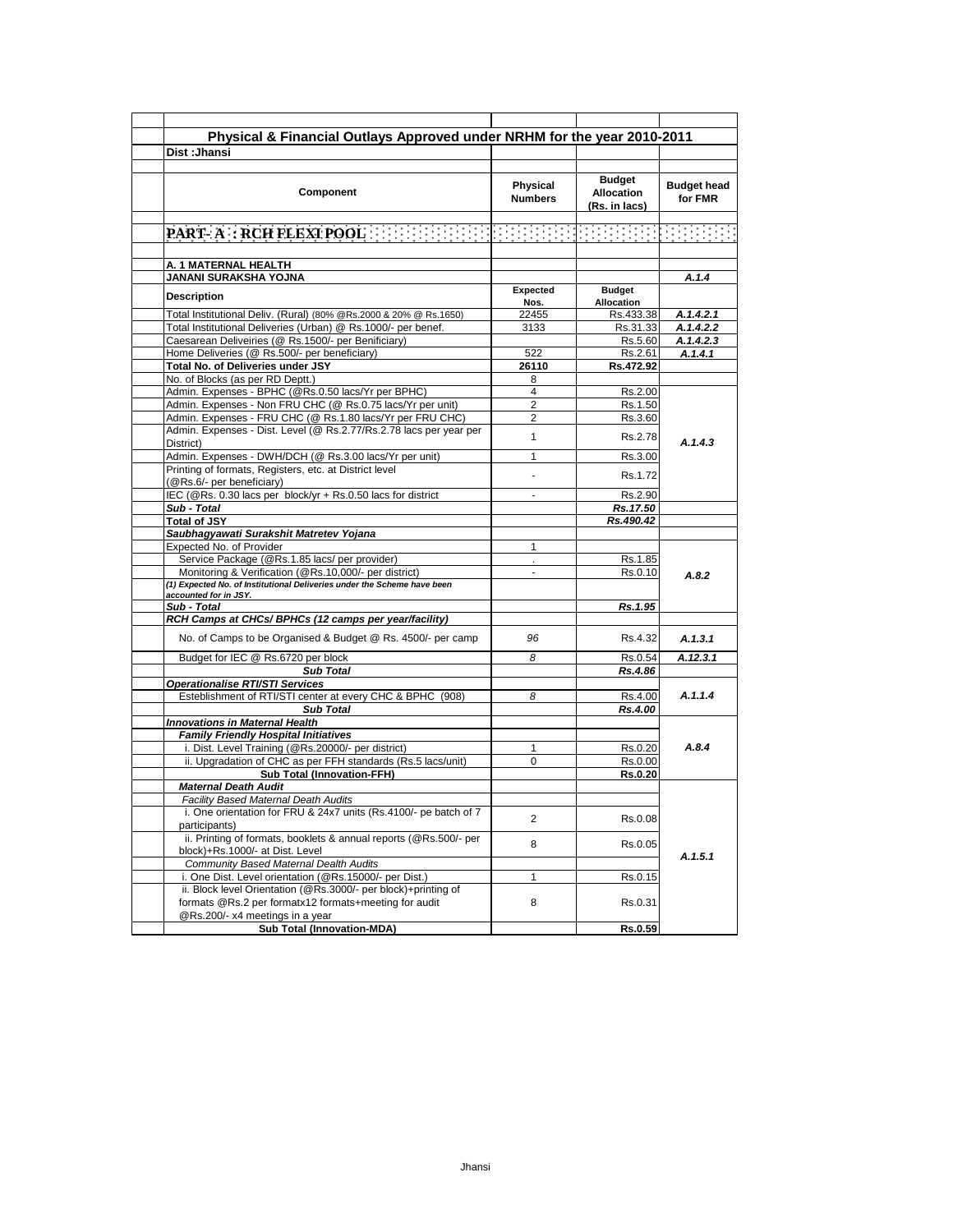## Physical & Financial Outlays Approved under NRHM for the year 2010-2011

**Dist :Jhansi**

| Component | Physical Numbers | Budget Allocation (Rs. in lacs) | Budget head for FMR |
|---|---|---|---|
| **PART- A : RCH FLEXI POOL** | | | |
| **A. 1 MATERNAL HEALTH** | | | |
| **JANANI SURAKSHA YOJNA** | | | ***A.1.4*** |
| **Description** | **Expected Nos.** | **Budget Allocation** | |
| Total Institutional Deliv. (Rural) (80% @Rs.2000 & 20% @ Rs.1650) | 22455 | Rs.433.38 | ***A.1.4.2.1*** |
| Total Institutional Deliveries (Urban) @ Rs.1000/- per benef. | 3133 | Rs.31.33 | ***A.1.4.2.2*** |
| Caesarean Deliveiries (@ Rs.1500/- per Benificiary) | | Rs.5.60 | ***A.1.4.2.3*** |
| Home Deliveries (@ Rs.500/- per beneficiary) | 522 | Rs.2.61 | ***A.1.4.1*** |
| **Total No. of Deliveries under JSY** | **26110** | **Rs.472.92** | |
| No. of Blocks (as per RD Deptt.) | 8 | | |
| Admin. Expenses - BPHC (@Rs.0.50 lacs/Yr per BPHC) | 4 | Rs.2.00 | ***A.1.4.3*** |
| Admin. Expenses - Non FRU CHC (@ Rs.0.75 lacs/Yr per unit) | 2 | Rs.1.50 | |
| Admin. Expenses - FRU CHC (@ Rs.1.80 lacs/Yr per FRU CHC) | 2 | Rs.3.60 | |
| Admin. Expenses - Dist. Level (@ Rs.2.77/Rs.2.78 lacs per year per District) | 1 | Rs.2.78 | |
| Admin. Expenses - DWH/DCH (@ Rs.3.00 lacs/Yr per unit) | 1 | Rs.3.00 | |
| Printing of formats, Registers, etc. at District level (@Rs.6/- per beneficiary) | - | Rs.1.72 | |
| IEC (@Rs. 0.30 lacs per block/yr + Rs.0.50 lacs for district | - | Rs.2.90 | |
| ***Sub - Total*** | | ***Rs.17.50*** | |
| ***Total of JSY*** | | ***Rs.490.42*** | |
| ***Saubhagyawati Surakshit Matretev Yojana*** | | | |
| Expected No. of Provider | 1 | | ***A.8.2*** |
| Service Package (@Rs.1.85 lacs/ per provider) | . | Rs.1.85 | |
| Monitoring & Verification (@Rs.10,000/- per district) | - | Rs.0.10 | |
| ***(1) Expected No. of Institutional Deliveries under the Scheme have been accounted for in JSY.*** | | | |
| ***Sub - Total*** | | ***Rs.1.95*** | |
| ***RCH Camps at CHCs/ BPHCs (12 camps per year/facility)*** | | | |
| No. of Camps to be Organised & Budget @ Rs. 4500/- per camp | *96* | Rs.4.32 | ***A.1.3.1*** |
| Budget for IEC @ Rs.6720 per block | *8* | Rs.0.54 | ***A.12.3.1*** |
| ***Sub Total*** | | ***Rs.4.86*** | |
| ***Operationalise RTI/STI Services*** | | | |
| Esteblishment of RTI/STI center at every CHC & BPHC (908) | *8* | Rs.4.00 | ***A.1.1.4*** |
| ***Sub Total*** | | ***Rs.4.00*** | |
| ***Innovations in Maternal Health*** | | | ***A.8.4*** |
| ***Family Friendly Hospital Initiatives*** | | | |
| i. Dist. Level Training (@Rs.20000/- per district) | 1 | Rs.0.20 | |
| ii. Upgradation of CHC as per FFH standards (Rs.5 lacs/unit) | 0 | Rs.0.00 | |
| **Sub Total (Innovation-FFH)** | | **Rs.0.20** | |
| ***Maternal Death Audit*** | | | ***A.1.5.1*** |
| *Facility Based Maternal Death Audits* | | | |
| i. One orientation for FRU & 24x7 units (Rs.4100/- pe batch of 7 participants) | 2 | Rs.0.08 | |
| ii. Printing of formats, booklets & annual reports (@Rs.500/- per block)+Rs.1000/- at Dist. Level | 8 | Rs.0.05 | |
| *Community Based Maternal Dealth Audits* | | | |
| i. One Dist. Level orientation (@Rs.15000/- per Dist.) | 1 | Rs.0.15 | |
| ii. Block level Orientation (@Rs.3000/- per block)+printing of formats @Rs.2 per formatx12 formats+meeting for audit @Rs.200/- x4 meetings in a year | 8 | Rs.0.31 | |
| **Sub Total (Innovation-MDA)** | | **Rs.0.59** | |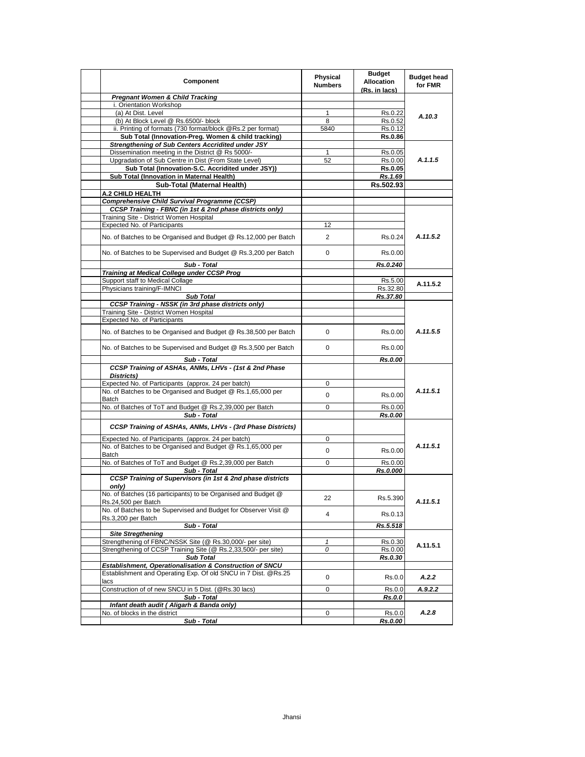| Component | Physical Numbers | Budget Allocation (Rs. in lacs) | Budget head for FMR |
|---|---|---|---|
| ***Pregnant Women & Child Tracking*** | | | |
| i. Orientation Workshop | | | |
| (a) At Dist. Level | 1 | Rs.0.22 | *A.10.3* |
| (b) At Block Level @ Rs.6500/- block | 8 | Rs.0.52 | |
| ii. Printing of formats (730 format/block @Rs.2 per format) | 5840 | Rs.0.12 | |
| **Sub Total (Innovation-Preg. Women & child tracking)** | | **Rs.0.86** | |
| ***Strengthening of Sub Centers Accridited under JSY*** | | | |
| Dissemination meeting in the District @ Rs 5000/- | 1 | Rs.0.05 | *A.1.1.5* |
| Upgradation of Sub Centre in Dist (From State Level) | 52 | Rs.0.00 | |
| **Sub Total (Innovation-S.C. Accridited under JSY))** | | **Rs.0.05** | |
| **Sub Total (Innovation in Maternal Health)** | | ***Rs.1.69*** | |
| **Sub-Total (Maternal Health)** | | **Rs.502.93** | |
| **A.2 CHILD HEALTH** | | | |
| ***Comprehensive Child Survival Programme (CCSP)*** | | | |
| ***CCSP Training - FBNC (in 1st & 2nd phase districts only)*** | | | |
| Training Site - District Women Hospital | | | *A.11.5.2* |
| Expected No. of Participants | 12 | | |
| No. of Batches to be Organised and Budget @ Rs.12,000 per Batch | 2 | Rs.0.24 | |
| No. of Batches to be Supervised and Budget @ Rs.3,200 per Batch | 0 | Rs.0.00 | |
| ***Sub - Total*** | | ***Rs.0.240*** | |
| ***Training at Medical College under CCSP Prog*** | | | |
| Support staff to Medical Collage | | Rs.5.00 | A.11.5.2 |
| Physicians training/F-IMNCI | | Rs.32.80 | |
| ***Sub Total*** | | ***Rs.37.80*** | |
| ***CCSP Training - NSSK (in 3rd phase districts only)*** | | | |
| Training Site - District Women Hospital | | | *A.11.5.5* |
| Expected No. of Participants | | | |
| No. of Batches to be Organised and Budget @ Rs.38,500 per Batch | 0 | Rs.0.00 | |
| No. of Batches to be Supervised and Budget @ Rs.3,500 per Batch | 0 | Rs.0.00 | |
| ***Sub - Total*** | | ***Rs.0.00*** | |
| ***CCSP Training of ASHAs, ANMs, LHVs - (1st & 2nd Phase Districts)*** | | | |
| Expected No. of Participants (approx. 24 per batch) | 0 | | *A.11.5.1* |
| No. of Batches to be Organised and Budget @ Rs.1,65,000 per Batch | 0 | Rs.0.00 | |
| No. of Batches of ToT and Budget @ Rs.2,39,000 per Batch | 0 | Rs.0.00 | |
| ***Sub - Total*** | | ***Rs.0.00*** | |
| ***CCSP Training of ASHAs, ANMs, LHVs - (3rd Phase Districts)*** | | | |
| Expected No. of Participants (approx. 24 per batch) | 0 | | *A.11.5.1* |
| No. of Batches to be Organised and Budget @ Rs.1,65,000 per Batch | 0 | Rs.0.00 | |
| No. of Batches of ToT and Budget @ Rs.2,39,000 per Batch | 0 | Rs.0.00 | |
| ***Sub - Total*** | | ***Rs.0.000*** | |
| ***CCSP Training of Supervisors (in 1st & 2nd phase districts only)*** | | | |
| No. of Batches (16 participants) to be Organised and Budget @ Rs.24,500 per Batch | 22 | Rs.5.390 | *A.11.5.1* |
| No. of Batches to be Supervised and Budget for Observer Visit @ Rs.3,200 per Batch | 4 | Rs.0.13 | |
| ***Sub - Total*** | | ***Rs.5.518*** | |
| ***Site Stregthening*** | | | |
| Strengthening of FBNC/NSSK Site (@ Rs.30,000/- per site) | *1* | Rs.0.30 | A.11.5.1 |
| Strengthening of CCSP Training Site (@ Rs.2,33,500/- per site) | *0* | Rs.0.00 | |
| ***Sub Total*** | | ***Rs.0.30*** | |
| ***Establishment, Operationalisation & Construction of SNCU*** | | | |
| Establishment and Operating Exp. Of old SNCU in 7 Dist. @Rs.25 lacs | 0 | Rs.0.0 | *A.2.2* |
| Construction of of new SNCU in 5 Dist. (@Rs.30 lacs) | 0 | Rs.0.0 | *A.9.2.2* |
| ***Sub - Total*** | | ***Rs.0.0*** | |
| ***Infant death audit ( Aligarh & Banda only)*** | | | |
| No. of blocks in the district | 0 | Rs.0.0 | *A.2.8* |
| ***Sub - Total*** | | ***Rs.0.00*** | |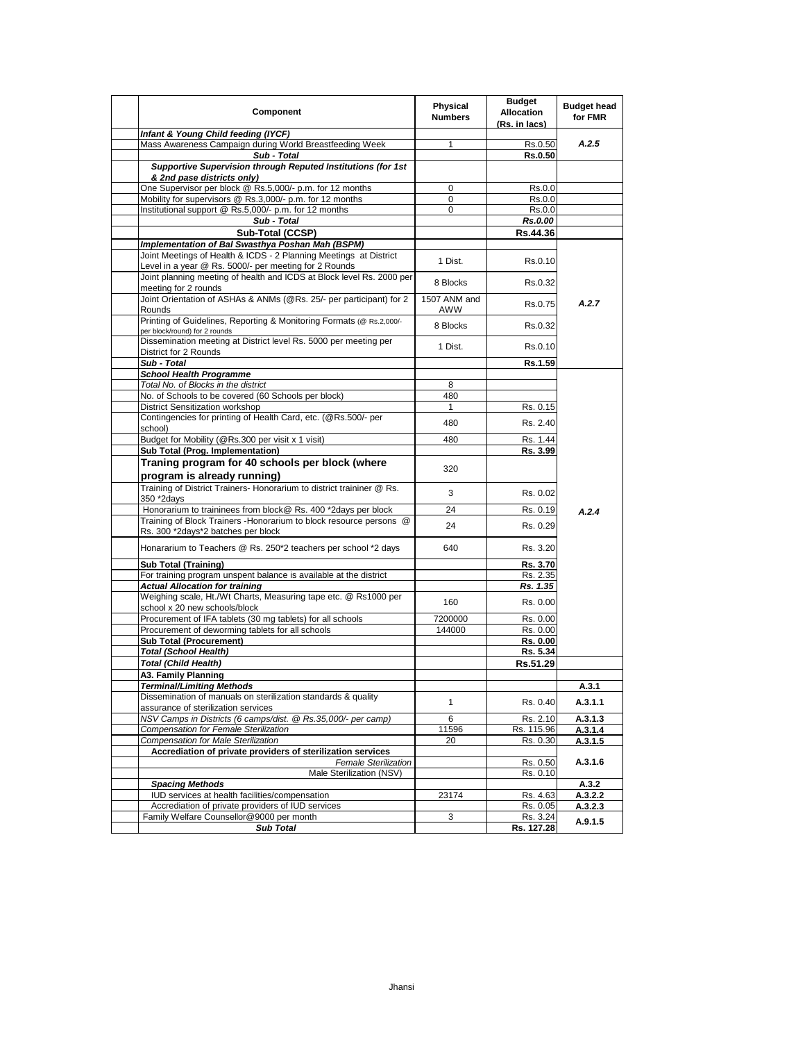| Component | Physical Numbers | Budget Allocation (Rs. in lacs) | Budget head for FMR |
|---|---|---|---|
| ***Infant & Young Child feeding (IYCF)*** | | | |
| Mass Awareness Campaign during World Breastfeeding Week | 1 | Rs.0.50 | *A.2.5* |
| ***Sub - Total*** | | **Rs.0.50** | |
| ***Supportive Supervision through Reputed Institutions (for 1st & 2nd pase districts only)*** | | | |
| One Supervisor per block @ Rs.5,000/- p.m. for 12 months | 0 | Rs.0.0 | |
| Mobility for supervisors @ Rs.3,000/- p.m. for 12 months | 0 | Rs.0.0 | |
| Institutional support @ Rs.5,000/- p.m. for 12 months | 0 | Rs.0.0 | |
| ***Sub - Total*** | | ***Rs.0.00*** | |
| **Sub-Total (CCSP)** | | **Rs.44.36** | |
| ***Implementation of Bal Swasthya Poshan Mah (BSPM)*** | | | |
| Joint Meetings of Health & ICDS - 2 Planning Meetings at District Level in a year @ Rs. 5000/- per meeting for 2 Rounds | 1 Dist. | Rs.0.10 | *A.2.7* |
| Joint planning meeting of health and ICDS at Block level Rs. 2000 per meeting for 2 rounds | 8 Blocks | Rs.0.32 | |
| Joint Orientation of ASHAs & ANMs (@Rs. 25/- per participant) for 2 Rounds | 1507 ANM and AWW | Rs.0.75 | |
| Printing of Guidelines, Reporting & Monitoring Formats (@ Rs.2,000/- per block/round) for 2 rounds | 8 Blocks | Rs.0.32 | |
| Dissemination meeting at District level Rs. 5000 per meeting per District for 2 Rounds | 1 Dist. | Rs.0.10 | |
| ***Sub - Total*** | | **Rs.1.59** | |
| ***School Health Programme*** | | | *A.2.4* |
| *Total No. of Blocks in the district* | 8 | | |
| No. of Schools to be covered (60 Schools per block) | 480 | | |
| District Sensitization workshop | 1 | Rs. 0.15 | |
| Contingencies for printing of Health Card, etc. (@Rs.500/- per school) | 480 | Rs. 2.40 | |
| Budget for Mobility (@Rs.300 per visit x 1 visit) | 480 | Rs. 1.44 | |
| **Sub Total (Prog. Implementation)** | | **Rs. 3.99** | |
| **Traning program for 40 schools per block (where program is already running)** | 320 | | |
| Training of District Trainers- Honorarium to district traininer @ Rs. 350 *2days | 3 | Rs. 0.02 | |
| Honorarium to traininees from block@ Rs. 400 *2days per block | 24 | Rs. 0.19 | |
| Training of Block Trainers -Honorarium to block resource persons @ Rs. 300 *2days*2 batches per block | 24 | Rs. 0.29 | |
| Honararium to Teachers @ Rs. 250*2 teachers per school *2 days | 640 | Rs. 3.20 | |
| **Sub Total (Training)** | | **Rs. 3.70** | |
| For training program unspent balance is available at the district | | Rs. 2.35 | |
| ***Actual Allocation for training*** | | ***Rs. 1.35*** | |
| Weighing scale, Ht./Wt Charts, Measuring tape etc. @ Rs1000 per school x 20 new schools/block | 160 | Rs. 0.00 | |
| Procurement of IFA tablets (30 mg tablets) for all schools | 7200000 | Rs. 0.00 | |
| Procurement of deworming tablets for all schools | 144000 | Rs. 0.00 | |
| **Sub Total (Procurement)** | | **Rs. 0.00** | |
| ***Total (School Health)*** | | **Rs. 5.34** | |
| ***Total (Child Health)*** | | **Rs.51.29** | |
| **A3. Family Planning** | | | |
| ***Terminal/Limiting Methods*** | | | **A.3.1** |
| Dissemination of manuals on sterilization standards & quality assurance of sterilization services | 1 | Rs. 0.40 | **A.3.1.1** |
| *NSV Camps in Districts (6 camps/dist. @ Rs.35,000/- per camp)* | 6 | Rs. 2.10 | **A.3.1.3** |
| *Compensation for Female Sterilization* | 11596 | Rs. 115.96 | **A.3.1.4** |
| *Compensation for Male Sterilization* | 20 | Rs. 0.30 | **A.3.1.5** |
| **Accrediation of private providers of sterilization services** | | | **A.3.1.6** |
| *Female Sterilization* | | Rs. 0.50 | |
| Male Sterilization (NSV) | | Rs. 0.10 | |
| ***Spacing Methods*** | | | **A.3.2** |
| IUD services at health facilities/compensation | 23174 | Rs. 4.63 | **A.3.2.2** |
| Accrediation of private providers of IUD services | | Rs. 0.05 | **A.3.2.3** |
| Family Welfare Counsellor@9000 per month | 3 | Rs. 3.24 | **A.9.1.5** |
| ***Sub Total*** | | **Rs. 127.28** | |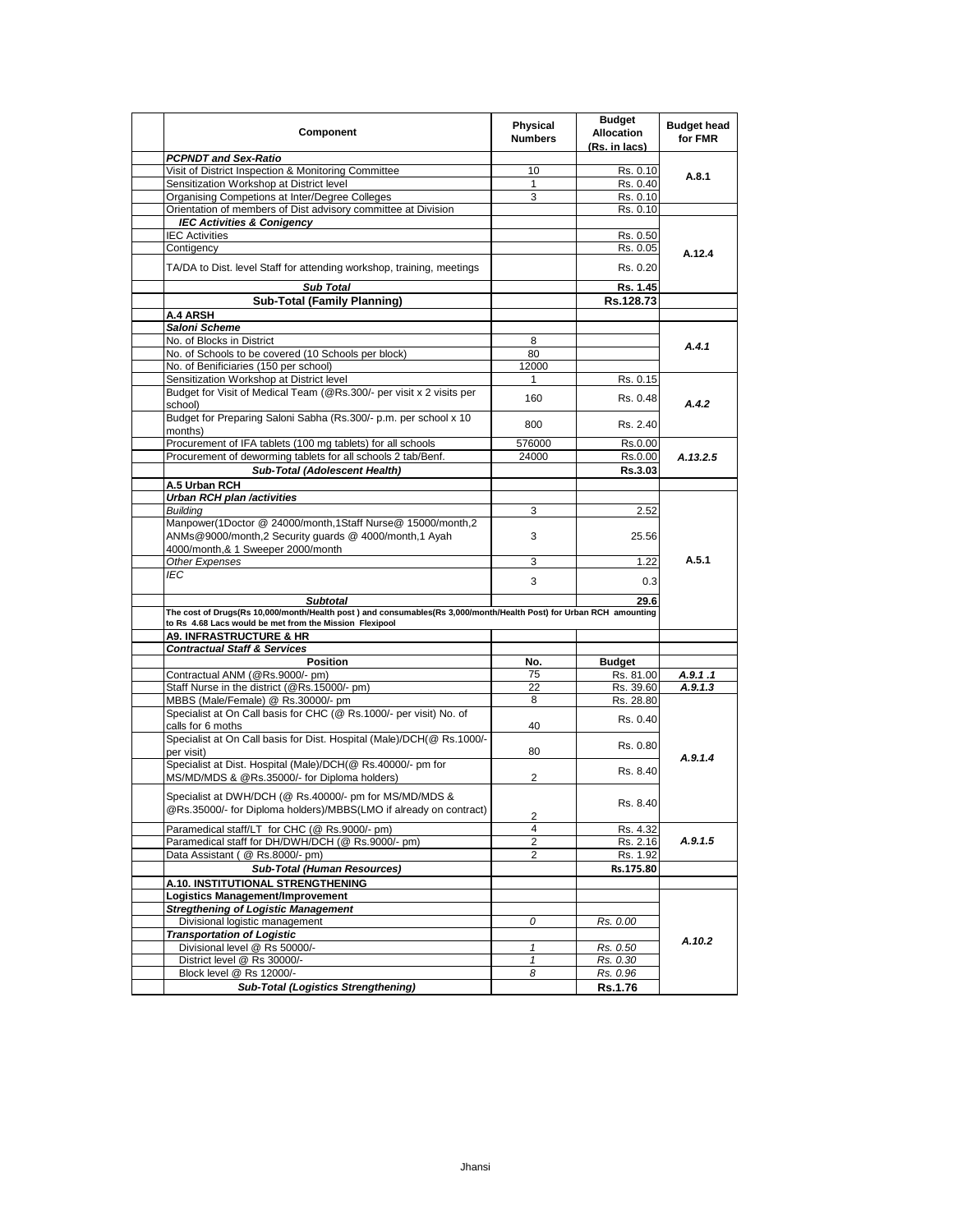| Component | Physical Numbers | Budget Allocation (Rs. in lacs) | Budget head for FMR |
|---|---|---|---|
| ***PCPNDT and Sex-Ratio*** | | | |
| Visit of District Inspection & Monitoring Committee | 10 | Rs. 0.10 | A.8.1 |
| Sensitization Workshop at District level | 1 | Rs. 0.40 | |
| Organising Competions at Inter/Degree Colleges | 3 | Rs. 0.10 | |
| Orientation of members of Dist advisory committee at Division | | Rs. 0.10 | |
| ***IEC Activities & Conigency*** | | | A.12.4 |
| IEC Activities | | Rs. 0.50 | |
| Contigency | | Rs. 0.05 | |
| TA/DA to Dist. level Staff for attending workshop, training, meetings | | Rs. 0.20 | |
| ***Sub Total*** | | **Rs. 1.45** | |
| **Sub-Total (Family Planning)** | | **Rs.128.73** | |
| **A.4 ARSH** | | | |
| ***Saloni Scheme*** | | | |
| No. of Blocks in District | 8 | | *A.4.1* |
| No. of Schools to be covered (10 Schools per block) | 80 | | |
| No. of Benificiaries (150 per school) | 12000 | | |
| Sensitization Workshop at District level | 1 | Rs. 0.15 | *A.4.2* |
| Budget for Visit of Medical Team (@Rs.300/- per visit x 2 visits per school) | 160 | Rs. 0.48 | |
| Budget for Preparing Saloni Sabha (Rs.300/- p.m. per school x 10 months) | 800 | Rs. 2.40 | |
| Procurement of IFA tablets (100 mg tablets) for all schools | 576000 | Rs.0.00 | *A.13.2.5* |
| Procurement of deworming tablets for all schools 2 tab/Benf. | 24000 | Rs.0.00 | |
| ***Sub-Total (Adolescent Health)*** | | **Rs.3.03** | |
| **A.5 Urban RCH** | | | |
| ***Urban RCH plan /activities*** | | | A.5.1 |
| *Building* | 3 | 2.52 | |
| Manpower(1Doctor @ 24000/month,1Staff Nurse@ 15000/month,2 ANMs@9000/month,2 Security guards @ 4000/month,1 Ayah 4000/month,& 1 Sweeper 2000/month | 3 | 25.56 | |
| *Other Expenses* | 3 | 1.22 | |
| *IEC* | 3 | 0.3 | |
| ***Subtotal*** | | **29.6** | |
| **The cost of Drugs(Rs 10,000/month/Health post ) and consumables(Rs 3,000/month/Health Post) for Urban RCH amounting to Rs 4.68 Lacs would be met from the Mission Flexipool** | | | |
| **A9. INFRASTRUCTURE & HR** | | | |
| ***Contractual Staff & Services*** | | | |
| **Position** | **No.** | **Budget** | |
| Contractual ANM (@Rs.9000/- pm) | 75 | Rs. 81.00 | *A.9.1 .1* |
| Staff Nurse in the district (@Rs.15000/- pm) | 22 | Rs. 39.60 | *A.9.1.3* |
| MBBS (Male/Female) @ Rs.30000/- pm | 8 | Rs. 28.80 | *A.9.1.4* |
| Specialist at On Call basis for CHC (@ Rs.1000/- per visit) No. of calls for 6 moths | 40 | Rs. 0.40 | |
| Specialist at On Call basis for Dist. Hospital (Male)/DCH(@ Rs.1000/- per visit) | 80 | Rs. 0.80 | |
| Specialist at Dist. Hospital (Male)/DCH(@ Rs.40000/- pm for MS/MD/MDS & @Rs.35000/- for Diploma holders) | 2 | Rs. 8.40 | |
| Specialist at DWH/DCH (@ Rs.40000/- pm for MS/MD/MDS & @Rs.35000/- for Diploma holders)/MBBS(LMO if already on contract) | 2 | Rs. 8.40 | |
| Paramedical staff/LT for CHC (@ Rs.9000/- pm) | 4 | Rs. 4.32 | *A.9.1.5* |
| Paramedical staff for DH/DWH/DCH (@ Rs.9000/- pm) | 2 | Rs. 2.16 | |
| Data Assistant ( @ Rs.8000/- pm) | 2 | Rs. 1.92 | |
| ***Sub-Total (Human Resources)*** | | **Rs.175.80** | |
| **A.10. INSTITUTIONAL STRENGTHENING** | | | |
| **Logistics Management/Improvement** | | | *A.10.2* |
| ***Stregthening of Logistic Management*** | | | |
| Divisional logistic management | *0* | *Rs. 0.00* | |
| ***Transportation of Logistic*** | | | |
| Divisional level @ Rs 50000/- | *1* | *Rs. 0.50* | |
| District level @ Rs 30000/- | *1* | *Rs. 0.30* | |
| Block level @ Rs 12000/- | *8* | *Rs. 0.96* | |
| ***Sub-Total (Logistics Strengthening)*** | | **Rs.1.76** | |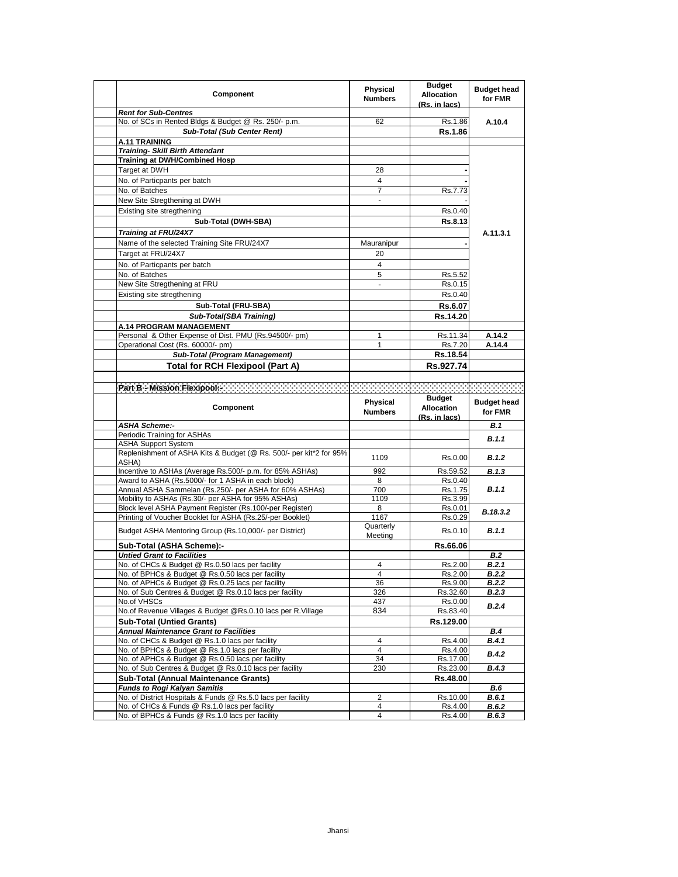| Component | Physical Numbers | Budget Allocation (Rs. in lacs) | Budget head for FMR |
|---|---|---|---|
| ***Rent for Sub-Centres*** | | | |
| No. of SCs in Rented Bldgs & Budget @ Rs. 250/- p.m. | 62 | Rs.1.86 | A.10.4 |
| ***Sub-Total (Sub Center Rent)*** | | **Rs.1.86** | |
| **A.11 TRAINING** | | | |
| ***Training- Skill Birth Attendant*** | | | A.11.3.1 |
| **Training at DWH/Combined Hosp** | | | |
| Target at DWH | 28 | - | |
| No. of Particpants per batch | 4 | - | |
| No. of Batches | 7 | Rs.7.73 | |
| New Site Stregthening at DWH | - | - | |
| Existing site stregthening | | Rs.0.40 | |
| **Sub-Total (DWH-SBA)** | | **Rs.8.13** | |
| ***Training at FRU/24X7*** | | | |
| Name of the selected Training Site FRU/24X7 | Mauranipur | - | |
| Target at FRU/24X7 | 20 | | |
| No. of Particpants per batch | 4 | | |
| No. of Batches | 5 | Rs.5.52 | |
| New Site Stregthening at FRU | - | Rs.0.15 | |
| Existing site stregthening | | Rs.0.40 | |
| **Sub-Total (FRU-SBA)** | | **Rs.6.07** | |
| ***Sub-Total(SBA Training)*** | | **Rs.14.20** | |
| **A.14 PROGRAM MANAGEMENT** | | | |
| Personal & Other Expense of Dist. PMU (Rs.94500/- pm) | 1 | Rs.11.34 | A.14.2 |
| Operational Cost (Rs. 60000/- pm) | 1 | Rs.7.20 | A.14.4 |
| ***Sub-Total (Program Management)*** | | **Rs.18.54** | |
| **Total for RCH Flexipool (Part A)** | | **Rs.927.74** | |

**Part B - Mission Flexipool:-**

| Component | Physical Numbers | Budget Allocation (Rs. in lacs) | Budget head for FMR |
|---|---|---|---|
| ***ASHA Scheme:-*** | | | ***B.1*** |
| Periodic Training for ASHAs | | | ***B.1.1*** |
| ASHA Support System | | | |
| Replenishment of ASHA Kits & Budget (@ Rs. 500/- per kit*2 for 95% ASHA) | 1109 | Rs.0.00 | ***B.1.2*** |
| Incentive to ASHAs (Average Rs.500/- p.m. for 85% ASHAs) | 992 | Rs.59.52 | ***B.1.3*** |
| Award to ASHA (Rs.5000/- for 1 ASHA in each block) | 8 | Rs.0.40 | ***B.1.1*** |
| Annual ASHA Sammelan (Rs.250/- per ASHA for 60% ASHAs) | 700 | Rs.1.75 | |
| Mobility to ASHAs (Rs.30/- per ASHA for 95% ASHAs) | 1109 | Rs.3.99 | |
| Block level ASHA Payment Register (Rs.100/-per Register) | 8 | Rs.0.01 | ***B.18.3.2*** |
| Printing of Voucher Booklet for ASHA (Rs.25/-per Booklet) | 1167 | Rs.0.29 | |
| Budget ASHA Mentoring Group (Rs.10,000/- per District) | Quarterly Meeting | Rs.0.10 | ***B.1.1*** |
| **Sub-Total (ASHA Scheme):-** | | **Rs.66.06** | |
| ***Untied Grant to Facilities*** | | | ***B.2*** |
| No. of CHCs & Budget @ Rs.0.50 lacs per facility | 4 | Rs.2.00 | ***B.2.1*** |
| No. of BPHCs & Budget @ Rs.0.50 lacs per facility | 4 | Rs.2.00 | ***B.2.2*** |
| No. of APHCs & Budget @ Rs.0.25 lacs per facility | 36 | Rs.9.00 | ***B.2.2*** |
| No. of Sub Centres & Budget @ Rs.0.10 lacs per facility | 326 | Rs.32.60 | ***B.2.3*** |
| No.of VHSCs | 437 | Rs.0.00 | ***B.2.4*** |
| No.of Revenue Villages & Budget @Rs.0.10 lacs per R.Village | 834 | Rs.83.40 | |
| **Sub-Total (Untied Grants)** | | **Rs.129.00** | |
| ***Annual Maintenance Grant to Facilities*** | | | ***B.4*** |
| No. of CHCs & Budget @ Rs.1.0 lacs per facility | 4 | Rs.4.00 | ***B.4.1*** |
| No. of BPHCs & Budget @ Rs.1.0 lacs per facility | 4 | Rs.4.00 | ***B.4.2*** |
| No. of APHCs & Budget @ Rs.0.50 lacs per facility | 34 | Rs.17.00 | |
| No. of Sub Centres & Budget @ Rs.0.10 lacs per facility | 230 | Rs.23.00 | ***B.4.3*** |
| **Sub-Total (Annual Maintenance Grants)** | | **Rs.48.00** | |
| ***Funds to Rogi Kalyan Samitis*** | | | ***B.6*** |
| No. of District Hospitals & Funds @ Rs.5.0 lacs per facility | 2 | Rs.10.00 | ***B.6.1*** |
| No. of CHCs & Funds @ Rs.1.0 lacs per facility | 4 | Rs.4.00 | ***B.6.2*** |
| No. of BPHCs & Funds @ Rs.1.0 lacs per facility | 4 | Rs.4.00 | ***B.6.3*** |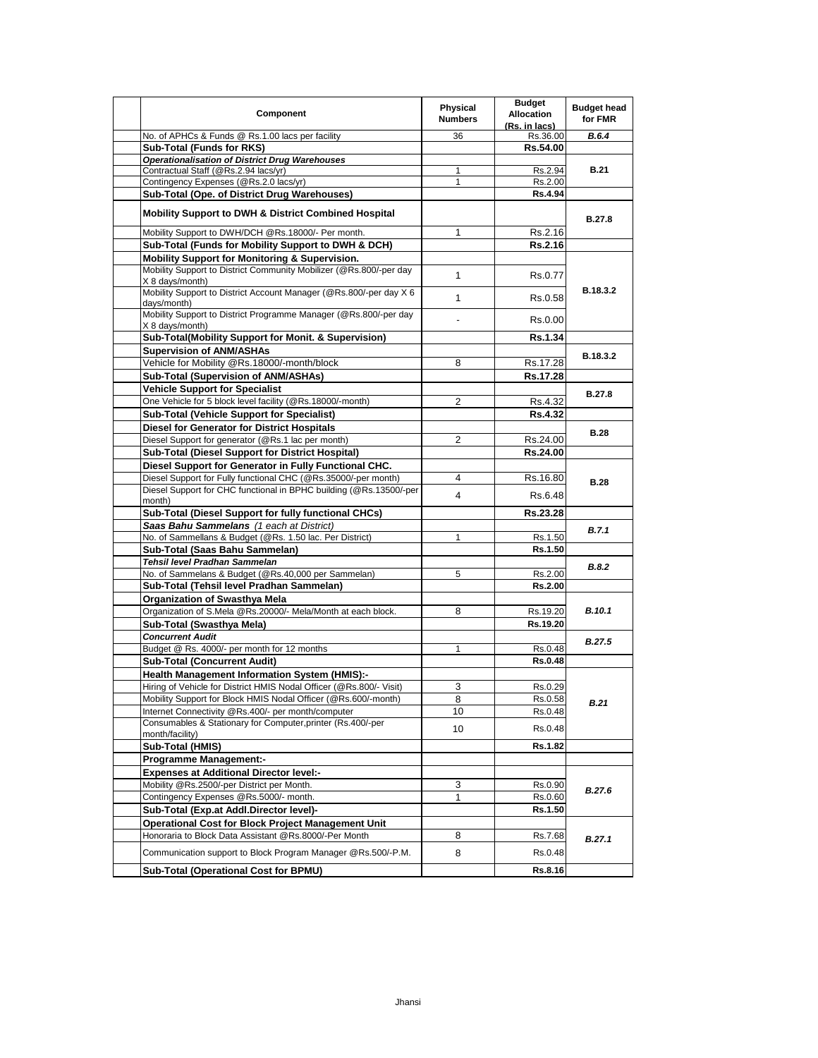| Component | Physical Numbers | Budget Allocation (Rs. in lacs) | Budget head for FMR |
|---|---|---|---|
| No. of APHCs & Funds @ Rs.1.00 lacs per facility | 36 | Rs.36.00 | *B.6.4* |
| **Sub-Total (Funds for RKS)** | | **Rs.54.00** | |
| ***Operationalisation of District Drug Warehouses*** | | | **B.21** |
| Contractual Staff (@Rs.2.94 lacs/yr) | 1 | Rs.2.94 | |
| Contingency Expenses (@Rs.2.0 lacs/yr) | 1 | Rs.2.00 | |
| **Sub-Total (Ope. of District Drug Warehouses)** | | **Rs.4.94** | |
| **Mobility Support to DWH & District Combined Hospital** | | | **B.27.8** |
| Mobility Support to DWH/DCH @Rs.18000/- Per month. | 1 | Rs.2.16 | |
| **Sub-Total (Funds for Mobility Support to DWH & DCH)** | | **Rs.2.16** | |
| **Mobility Support for Monitoring & Supervision.** | | | **B.18.3.2** |
| Mobility Support to District Community Mobilizer (@Rs.800/-per day X 8 days/month) | 1 | Rs.0.77 | |
| Mobility Support to District Account Manager (@Rs.800/-per day X 6 days/month) | 1 | Rs.0.58 | |
| Mobility Support to District Programme Manager (@Rs.800/-per day X 8 days/month) | - | Rs.0.00 | |
| **Sub-Total(Mobility Support for Monit. & Supervision)** | | **Rs.1.34** | |
| **Supervision of ANM/ASHAs** | | | **B.18.3.2** |
| Vehicle for Mobility @Rs.18000/-month/block | 8 | Rs.17.28 | |
| **Sub-Total (Supervision of ANM/ASHAs)** | | **Rs.17.28** | |
| **Vehicle Support for Specialist** | | | **B.27.8** |
| One Vehicle for 5 block level facility (@Rs.18000/-month) | 2 | Rs.4.32 | |
| **Sub-Total (Vehicle Support for Specialist)** | | **Rs.4.32** | |
| **Diesel for Generator for District Hospitals** | | | **B.28** |
| Diesel Support for generator (@Rs.1 lac per month) | 2 | Rs.24.00 | |
| **Sub-Total (Diesel Support for District Hospital)** | | **Rs.24.00** | |
| **Diesel Support for Generator in Fully Functional CHC.** | | | **B.28** |
| Diesel Support for Fully functional CHC (@Rs.35000/-per month) | 4 | Rs.16.80 | |
| Diesel Support for CHC functional in BPHC building (@Rs.13500/-per month) | 4 | Rs.6.48 | |
| **Sub-Total (Diesel Support for fully functional CHCs)** | | **Rs.23.28** | |
| ***Saas Bahu Sammelans*** *(1 each at District)* | | | *B.7.1* |
| No. of Sammellans & Budget (@Rs. 1.50 lac. Per District) | 1 | Rs.1.50 | |
| **Sub-Total (Saas Bahu Sammelan)** | | **Rs.1.50** | |
| ***Tehsil level Pradhan Sammelan*** | | | *B.8.2* |
| No. of Sammelans & Budget (@Rs.40,000 per Sammelan) | 5 | Rs.2.00 | |
| **Sub-Total (Tehsil level Pradhan Sammelan)** | | **Rs.2.00** | |
| **Organization of Swasthya Mela** | | | *B.10.1* |
| Organization of S.Mela @Rs.20000/- Mela/Month at each block. | 8 | Rs.19.20 | |
| **Sub-Total (Swasthya Mela)** | | **Rs.19.20** | |
| ***Concurrent Audit*** | | | *B.27.5* |
| Budget @ Rs. 4000/- per month for 12 months | 1 | Rs.0.48 | |
| **Sub-Total (Concurrent Audit)** | | **Rs.0.48** | |
| **Health Management Information System (HMIS):-** | | | *B.21* |
| Hiring of Vehicle for District HMIS Nodal Officer (@Rs.800/- Visit) | 3 | Rs.0.29 | |
| Mobility Support for Block HMIS Nodal Officer (@Rs.600/-month) | 8 | Rs.0.58 | |
| Internet Connectivity @Rs.400/- per month/computer | 10 | Rs.0.48 | |
| Consumables & Stationary for Computer,printer (Rs.400/-per month/facility) | 10 | Rs.0.48 | |
| **Sub-Total (HMIS)** | | **Rs.1.82** | |
| **Programme Management:-** | | | |
| **Expenses at Additional Director level:-** | | | *B.27.6* |
| Mobility @Rs.2500/-per District per Month. | 3 | Rs.0.90 | |
| Contingency Expenses @Rs.5000/- month. | 1 | Rs.0.60 | |
| **Sub-Total (Exp.at Addl.Director level)-** | | **Rs.1.50** | |
| **Operational Cost for Block Project Management Unit** | | | *B.27.1* |
| Honoraria to Block Data Assistant @Rs.8000/-Per Month | 8 | Rs.7.68 | |
| Communication support to Block Program Manager @Rs.500/-P.M. | 8 | Rs.0.48 | |
| **Sub-Total (Operational Cost for BPMU)** | | **Rs.8.16** | |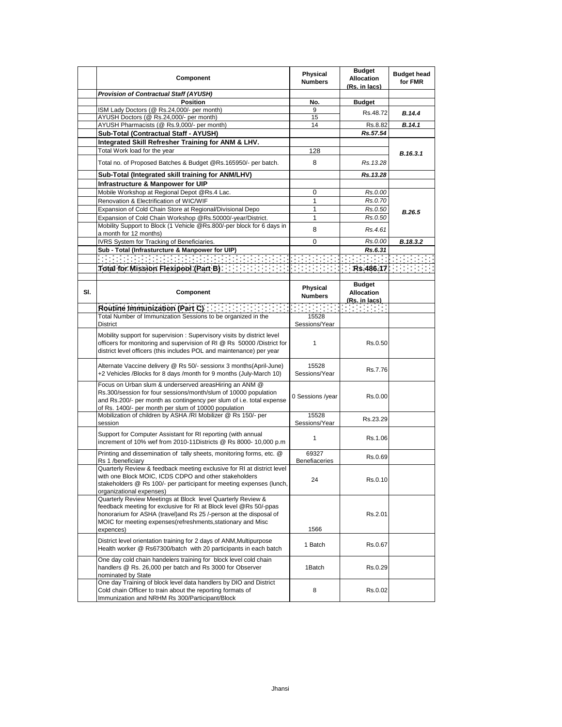|  | Component | Physical Numbers | Budget Allocation (Rs. in lacs) | Budget head for FMR |
|---|---|---|---|---|
|  | *Provision of Contractual Staff (AYUSH)* |  |  |  |
|  | **Position** | **No.** | **Budget** |  |
|  | ISM Lady Doctors (@ Rs.24,000/- per month) | 9 | Rs.48.72 | ***B.14.4*** |
|  | AYUSH Doctors (@ Rs.24,000/- per month) | 15 |  |  |
|  | AYUSH Pharmacists (@ Rs.9,000/- per month) | 14 | Rs.8.82 | ***B.14.1*** |
|  | **Sub-Total (Contractual Staff - AYUSH)** |  | ***Rs.57.54*** |  |
|  | **Integrated Skill Refresher Training for ANM & LHV.** |  |  |  |
|  | Total Work load for the year | 128 |  | ***B.16.3.1*** |
|  | Total no. of Proposed Batches & Budget @Rs.165950/- per batch. | 8 | *Rs.13.28* |  |
|  | **Sub-Total (Integrated skill training for ANM/LHV)** |  | ***Rs.13.28*** |  |
|  | **Infrastructure & Manpower for UIP** |  |  |  |
|  | Mobile Workshop at Regional Depot @Rs.4 Lac. | 0 | *Rs.0.00* | ***B.26.5*** |
|  | Renovation & Electrification of WIC/WIF | 1 | *Rs.0.70* |  |
|  | Expansion of Cold Chain Store at Regional/Divisional Depo | 1 | *Rs.0.50* |  |
|  | Expansion of Cold Chain Workshop @Rs.50000/-year/District. | 1 | *Rs.0.50* |  |
|  | Mobility Support to Block (1 Vehicle @Rs.800/-per block for 6 days in a month for 12 months) | 8 | *Rs.4.61* |  |
|  | IVRS System for Tracking of Beneficiaries. | 0 | *Rs.0.00* | ***B.18.3.2*** |
|  | **Sub - Total (Infrasturcture & Manpower for UIP)** |  | ***Rs.6.31*** |  |
|  |  |  |  |  |
|  | **Total for Mission Flexipool (Part B)** |  | **Rs.486.17** |  |

| Sl. | Component | Physical Numbers | Budget Allocation (Rs. in lacs) |  |
|---|---|---|---|---|
|  | **Routine Immunization (Part C)** |  |  |  |
|  | Total Number of Immunization Sessions to be organized in the District | 15528 Sessions/Year |  |  |
|  | Mobility support for supervision : Supervisory visits by district level officers for monitoring and supervision of RI @ Rs 50000 /District for district level officers (this includes POL and maintenance) per year | 1 | Rs.0.50 |  |
|  | Alternate Vaccine delivery @ Rs 50/- sessionx 3 months(April-June) +2 Vehicles /Blocks for 8 days /month for 9 months (July-March 10) | 15528 Sessions/Year | Rs.7.76 |  |
|  | Focus on Urban slum & underserved areasHiring an ANM @ Rs.300/session for four sessions/month/slum of 10000 population and Rs.200/- per month as contingency per slum of i.e. total expense of Rs. 1400/- per month per slum of 10000 population | 0 Sessions /year | Rs.0.00 |  |
|  | Mobilization of children by ASHA /RI Mobilizer @ Rs 150/- per session | 15528 Sessions/Year | Rs.23.29 |  |
|  | Support for Computer Assistant for RI reporting (with annual increment of 10% wef from 2010-11Districts @ Rs 8000- 10,000 p.m | 1 | Rs.1.06 |  |
|  | Printing and dissemination of tally sheets, monitoring forms, etc. @ Rs 1 /beneficiary | 69327 Benefiaceries | Rs.0.69 |  |
|  | Quarterly Review & feedback meeting exclusive for RI at district level with one Block MOIC, ICDS CDPO and other stakeholders stakeholders @ Rs 100/- per participant for meeting expenses (lunch, organizational expenses) | 24 | Rs.0.10 |  |
|  | Quarterly Review Meetings at Block level Quarterly Review & feedback meeting for exclusive for RI at Block level @Rs 50/-ppas honorarium for ASHA (travel)and Rs 25 /-person at the disposal of MOIC for meeting expenses(refreshments,stationary and Misc expences) | 1566 | Rs.2.01 |  |
|  | District level orientation training for 2 days of ANM,Multipurpose Health worker @ Rs67300/batch with 20 participants in each batch | 1 Batch | Rs.0.67 |  |
|  | One day cold chain handelers training for block level cold chain handlers @ Rs. 26,000 per batch and Rs 3000 for Observer nominated by State | 1Batch | Rs.0.29 |  |
|  | One day Training of block level data handlers by DIO and District Cold chain Officer to train about the reporting formats of Immunization and NRHM Rs 300/Participant/Block | 8 | Rs.0.02 |  |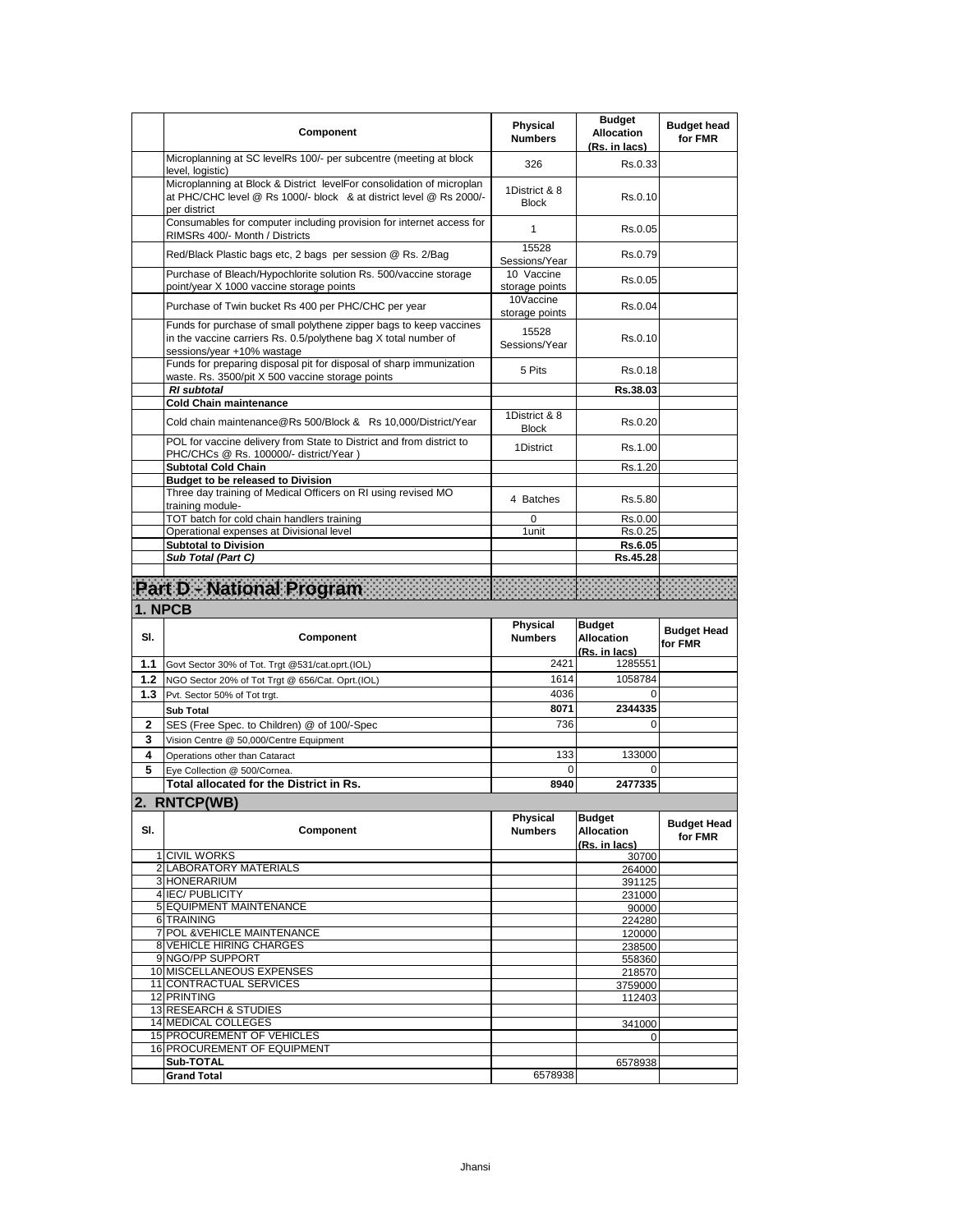| | Component | Physical Numbers | Budget Allocation (Rs. in lacs) | Budget head for FMR |
|---|---|---|---|---|
| | Microplanning at SC levelRs 100/- per subcentre (meeting at block level, logistic) | 326 | Rs.0.33 | |
| | Microplanning at Block & District levelFor consolidation of microplan at PHC/CHC level @ Rs 1000/- block & at district level @ Rs 2000/- per district | 1District & 8 Block | Rs.0.10 | |
| | Consumables for computer including provision for internet access for RIMSRs 400/- Month / Districts | 1 | Rs.0.05 | |
| | Red/Black Plastic bags etc, 2 bags per session @ Rs. 2/Bag | 15528 Sessions/Year | Rs.0.79 | |
| | Purchase of Bleach/Hypochlorite solution Rs. 500/vaccine storage point/year X 1000 vaccine storage points | 10 Vaccine storage points | Rs.0.05 | |
| | Purchase of Twin bucket Rs 400 per PHC/CHC per year | 10Vaccine storage points | Rs.0.04 | |
| | Funds for purchase of small polythene zipper bags to keep vaccines in the vaccine carriers Rs. 0.5/polythene bag X total number of sessions/year +10% wastage | 15528 Sessions/Year | Rs.0.10 | |
| | Funds for preparing disposal pit for disposal of sharp immunization waste. Rs. 3500/pit X 500 vaccine storage points | 5 Pits | Rs.0.18 | |
| | ***RI subtotal*** | | **Rs.38.03** | |
| | **Cold Chain maintenance** | | | |
| | Cold chain maintenance@Rs 500/Block & Rs 10,000/District/Year | 1District & 8 Block | Rs.0.20 | |
| | POL for vaccine delivery from State to District and from district to PHC/CHCs @ Rs. 100000/- district/Year ) | 1District | Rs.1.00 | |
| | **Subtotal Cold Chain** | | Rs.1.20 | |
| | **Budget to be released to Division** | | | |
| | Three day training of Medical Officers on RI using revised MO training module- | 4 Batches | Rs.5.80 | |
| | TOT batch for cold chain handlers training | 0 | Rs.0.00 | |
| | Operational expenses at Divisional level | 1unit | Rs.0.25 | |
| | **Subtotal to Division** | | **Rs.6.05** | |
| | ***Sub Total (Part C)*** | | **Rs.45.28** | |

# Part D - National Program

## 1. NPCB

| Sl. | Component | Physical Numbers | Budget Allocation (Rs. in lacs) | Budget Head for FMR |
|---|---|---|---|---|
| **1.1** | Govt Sector 30% of Tot. Trgt @531/cat.oprt.(IOL) | 2421 | 1285551 | |
| **1.2** | NGO Sector 20% of Tot Trgt @ 656/Cat. Oprt.(IOL) | 1614 | 1058784 | |
| **1.3** | Pvt. Sector 50% of Tot trgt. | 4036 | 0 | |
| | **Sub Total** | **8071** | **2344335** | |
| **2** | SES (Free Spec. to Children) @ of 100/-Spec | 736 | 0 | |
| **3** | Vision Centre @ 50,000/Centre Equipment | | | |
| **4** | Operations other than Cataract | 133 | 133000 | |
| **5** | Eye Collection @ 500/Cornea. | 0 | 0 | |
| | **Total allocated for the District in Rs.** | **8940** | **2477335** | |

## 2. RNTCP(WB)

| Sl. | Component | Physical Numbers | Budget Allocation (Rs. in lacs) | Budget Head for FMR |
|---|---|---|---|---|
| 1 | CIVIL WORKS | | 30700 | |
| 2 | LABORATORY MATERIALS | | 264000 | |
| 3 | HONERARIUM | | 391125 | |
| 4 | IEC/ PUBLICITY | | 231000 | |
| 5 | EQUIPMENT MAINTENANCE | | 90000 | |
| 6 | TRAINING | | 224280 | |
| 7 | POL &VEHICLE MAINTENANCE | | 120000 | |
| 8 | VEHICLE HIRING CHARGES | | 238500 | |
| 9 | NGO/PP SUPPORT | | 558360 | |
| 10 | MISCELLANEOUS EXPENSES | | 218570 | |
| 11 | CONTRACTUAL SERVICES | | 3759000 | |
| 12 | PRINTING | | 112403 | |
| 13 | RESEARCH & STUDIES | | | |
| 14 | MEDICAL COLLEGES | | 341000 | |
| 15 | PROCUREMENT OF VEHICLES | | 0 | |
| 16 | PROCUREMENT OF EQUIPMENT | | | |
| | **Sub-TOTAL** | | 6578938 | |
| | **Grand Total** | 6578938 | | |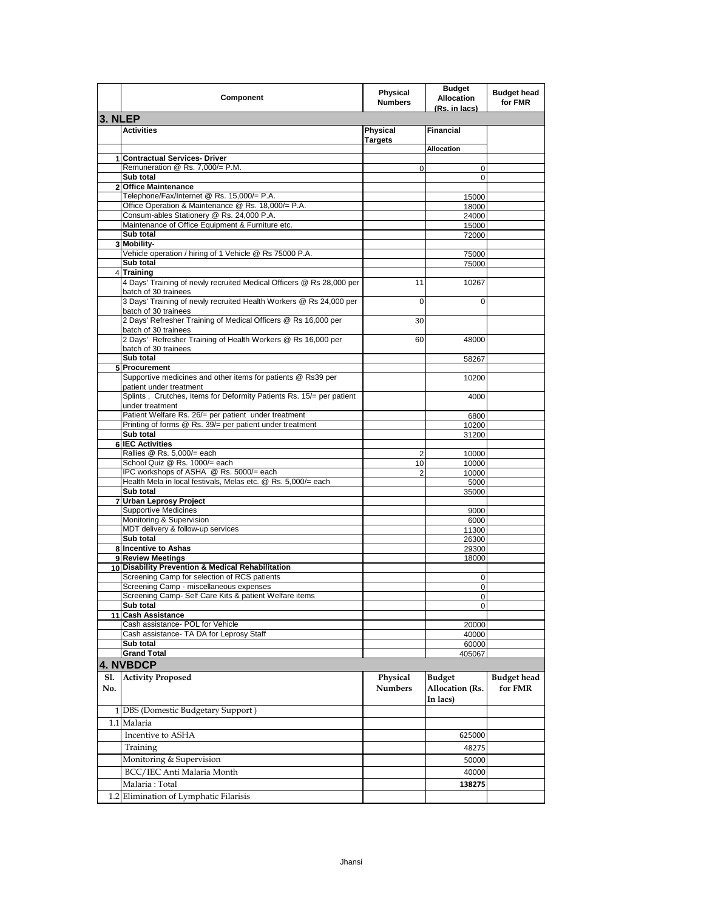| | Component | Physical Numbers | Budget Allocation (Rs. in lacs) | Budget head for FMR |
|---|---|---|---|---|
| **3. NLEP** | | | | |
| | **Activities** | **Physical Targets** | **Financial** | |
| | | | **Allocation** | |
| **1** | **Contractual Services- Driver** | | | |
| | Remuneration @ Rs. 7,000/= P.M. | 0 | 0 | |
| | **Sub total** | | 0 | |
| **2** | **Office Maintenance** | | | |
| | Telephone/Fax/Internet @ Rs. 15,000/= P.A. | | 15000 | |
| | Office Operation & Maintenance @ Rs. 18,000/= P.A. | | 18000 | |
| | Consum-ables Stationery @ Rs. 24,000 P.A. | | 24000 | |
| | Maintenance of Office Equipment & Furniture etc. | | 15000 | |
| | **Sub total** | | 72000 | |
| **3** | **Mobility-** | | | |
| | Vehicle operation / hiring of 1 Vehicle @ Rs 75000 P.A. | | 75000 | |
| | **Sub total** | | 75000 | |
| **4** | **Training** | | | |
| | 4 Days' Training of newly recruited Medical Officers @ Rs 28,000 per batch of 30 trainees | 11 | 10267 | |
| | 3 Days' Training of newly recruited Health Workers @ Rs 24,000 per batch of 30 trainees | 0 | 0 | |
| | 2 Days' Refresher Training of Medical Officers @ Rs 16,000 per batch of 30 trainees | 30 | | |
| | 2 Days' Refresher Training of Health Workers @ Rs 16,000 per batch of 30 trainees | 60 | 48000 | |
| | **Sub total** | | 58267 | |
| **5** | **Procurement** | | | |
| | Supportive medicines and other items for patients @ Rs39 per patient under treatment | | 10200 | |
| | Splints , Crutches, Items for Deformity Patients Rs. 15/= per patient under treatment | | 4000 | |
| | Patient Welfare Rs. 26/= per patient under treatment | | 6800 | |
| | Printing of forms @ Rs. 39/= per patient under treatment | | 10200 | |
| | **Sub total** | | 31200 | |
| **6** | **IEC Activities** | | | |
| | Rallies @ Rs. 5,000/= each | 2 | 10000 | |
| | School Quiz @ Rs. 1000/= each | 10 | 10000 | |
| | IPC workshops of ASHA @ Rs. 5000/= each | 2 | 10000 | |
| | Health Mela in local festivals, Melas etc. @ Rs. 5,000/= each | | 5000 | |
| | **Sub total** | | 35000 | |
| **7** | **Urban Leprosy Project** | | | |
| | Supportive Medicines | | 9000 | |
| | Monitoring & Supervision | | 6000 | |
| | MDT delivery & follow-up services | | 11300 | |
| | **Sub total** | | 26300 | |
| **8** | **Incentive to Ashas** | | 29300 | |
| **9** | **Review Meetings** | | 18000 | |
| **10** | **Disability Prevention & Medical Rehabilitation** | | | |
| | Screening Camp for selection of RCS patients | | 0 | |
| | Screening Camp - miscellaneous expenses | | 0 | |
| | Screening Camp- Self Care Kits & patient Welfare items | | 0 | |
| | **Sub total** | | 0 | |
| **11** | **Cash Assistance** | | | |
| | Cash assistance- POL for Vehicle | | 20000 | |
| | Cash assistance- TA DA for Leprosy Staff | | 40000 | |
| | **Sub total** | | 60000 | |
| | **Grand Total** | | 405067 | |
| **4. NVBDCP** | | | | |
| **Sl. No.** | **Activity Proposed** | **Physical Numbers** | **Budget Allocation (Rs. In lacs)** | **Budget head for FMR** |
| 1 | DBS (Domestic Budgetary Support ) | | | |
| 1.1 | Malaria | | | |
| | Incentive to ASHA | | 625000 | |
| | Training | | 48275 | |
| | Monitoring & Supervision | | 50000 | |
| | BCC/IEC Anti Malaria Month | | 40000 | |
| | Malaria : Total | | **138275** | |
| 1.2 | Elimination of Lymphatic Filarisis | | | |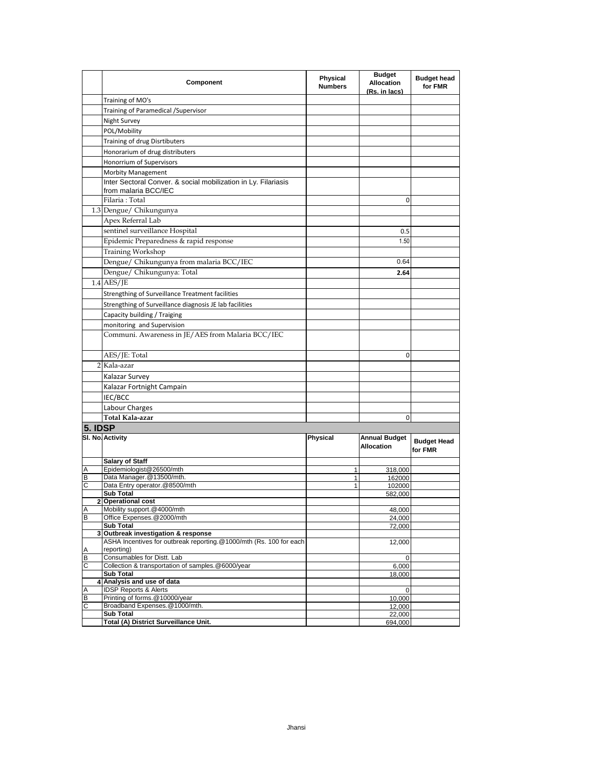| | Component | Physical Numbers | Budget Allocation (Rs. in lacs) | Budget head for FMR |
|---|---|---|---|---|
| | Training of MO's | | | |
| | Training of Paramedical /Supervisor | | | |
| | Night Survey | | | |
| | POL/Mobility | | | |
| | Training of drug Disrtibuters | | | |
| | Honorarium of drug distributers | | | |
| | Honorrium of Supervisors | | | |
| | Morbity Management | | | |
| | Inter Sectoral Conver. & social mobilization in Ly. Filariasis from malaria BCC/IEC | | | |
| | Filaria : Total | | 0 | |
| 1.3 | Dengue/ Chikungunya | | | |
| | Apex Referral Lab | | | |
| | sentinel surveillance Hospital | | 0.5 | |
| | Epidemic Preparedness & rapid response | | 1.50 | |
| | Training Workshop | | | |
| | Dengue/ Chikungunya from malaria BCC/IEC | | 0.64 | |
| | Dengue/ Chikungunya: Total | | **2.64** | |
| 1.4 | AES/JE | | | |
| | Strengthing of Surveillance Treatment facilities | | | |
| | Strengthing of Surveillance diagnosis JE lab facilities | | | |
| | Capacity building / Traiging | | | |
| | monitoring and Supervision | | | |
| | Communi. Awareness in JE/AES from Malaria BCC/IEC | | | |
| | AES/JE: Total | | 0 | |
| 2 | Kala-azar | | | |
| | Kalazar Survey | | | |
| | Kalazar Fortnight Campain | | | |
| | IEC/BCC | | | |
| | Labour Charges | | | |
| | **Total Kala-azar** | | 0 | |

## 5. IDSP

| Sl. No. | Activity | Physical | Annual Budget Allocation | Budget Head for FMR |
|---|---|---|---|---|
| | **Salary of Staff** | | | |
| A | Epidemiologist@26500/mth | 1 | 318,000 | |
| B | Data Manager.@13500/mth. | 1 | 162000 | |
| C | Data Entry operator.@8500/mth | 1 | 102000 | |
| | **Sub Total** | | 582,000 | |
| 2 | **Operational cost** | | | |
| A | Mobility support.@4000/mth | | 48,000 | |
| B | Office Expenses.@2000/mth | | 24,000 | |
| | **Sub Total** | | 72,000 | |
| 3 | **Outbreak investigation & response** | | | |
| A | ASHA Incentives for outbreak reporting.@1000/mth (Rs. 100 for each reporting) | | 12,000 | |
| B | Consumables for Distt. Lab | | 0 | |
| C | Collection & transportation of samples.@6000/year | | 6,000 | |
| | **Sub Total** | | 18,000 | |
| 4 | **Analysis and use of data** | | | |
| A | IDSP Reports & Alerts | | 0 | |
| B | Printing of forms.@10000/year | | 10,000 | |
| C | Broadband Expenses.@1000/mth. | | 12,000 | |
| | **Sub Total** | | 22,000 | |
| | **Total (A) District Surveillance Unit.** | | 694,000 | |